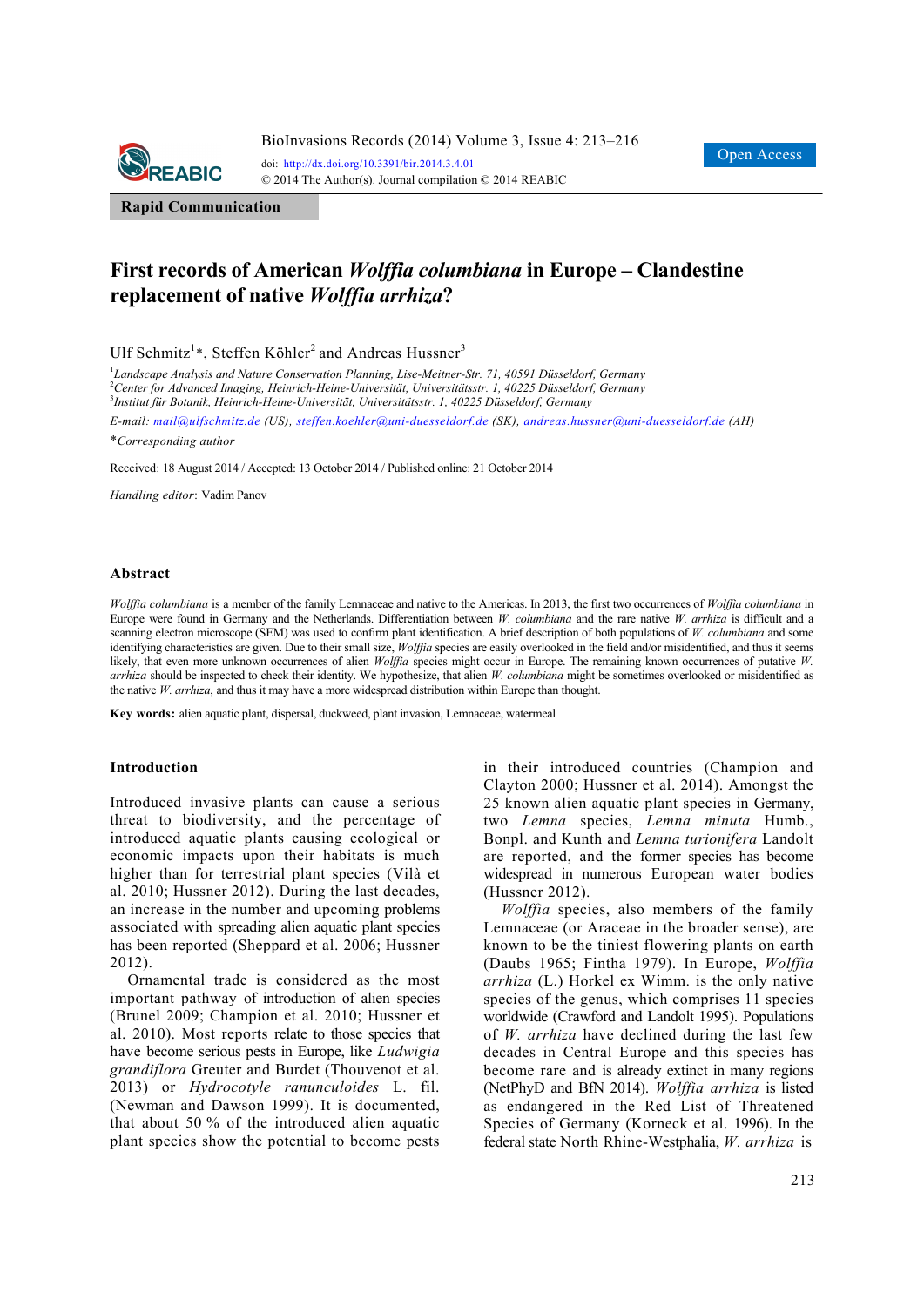Rapid Communication

# First records of American *Wolffia columbiana* in Europe – Clandestine replacement of native *Wolffia arrhiza*?

Ulf Schmitz[1]*, Steffen Köhler[2] and Andreas Hussner[3]

[1]*Landscape Analysis and Nature Conservation Planning, Lise-Meitner-Str. 71, 40591 Düsseldorf, Germany*
[2]*Center for Advanced Imaging, Heinrich-Heine-Universität, Universitätsstr. 1, 40225 Düsseldorf, Germany*
[3]*Institut für Botanik, Heinrich-Heine-Universität, Universitätsstr. 1, 40225 Düsseldorf, Germany*

*E-mail: mail@ulfschmitz.de (US), steffen.koehler@uni-duesseldorf.de (SK), andreas.hussner@uni-duesseldorf.de (AH)*

**Corresponding author*

Received: 18 August 2014 / Accepted: 13 October 2014 / Published online: 21 October 2014

*Handling editor*: Vadim Panov

## Abstract

*Wolffia columbiana* is a member of the family Lemnaceae and native to the Americas. In 2013, the first two occurrences of *Wolffia columbiana* in Europe were found in Germany and the Netherlands. Differentiation between *W. columbiana* and the rare native *W. arrhiza* is difficult and a scanning electron microscope (SEM) was used to confirm plant identification. A brief description of both populations of *W. columbiana* and some identifying characteristics are given. Due to their small size, *Wolffia* species are easily overlooked in the field and/or misidentified, and thus it seems likely, that even more unknown occurrences of alien *Wolffia* species might occur in Europe. The remaining known occurrences of putative *W. arrhiza* should be inspected to check their identity. We hypothesize, that alien *W. columbiana* might be sometimes overlooked or misidentified as the native *W. arrhiza*, and thus it may have a more widespread distribution within Europe than thought.

**Key words:** alien aquatic plant, dispersal, duckweed, plant invasion, Lemnaceae, watermeal

## Introduction

Introduced invasive plants can cause a serious threat to biodiversity, and the percentage of introduced aquatic plants causing ecological or economic impacts upon their habitats is much higher than for terrestrial plant species (Vilà et al. 2010; Hussner 2012). During the last decades, an increase in the number and upcoming problems associated with spreading alien aquatic plant species has been reported (Sheppard et al. 2006; Hussner 2012).

Ornamental trade is considered as the most important pathway of introduction of alien species (Brunel 2009; Champion et al. 2010; Hussner et al. 2010). Most reports relate to those species that have become serious pests in Europe, like *Ludwigia grandiflora* Greuter and Burdet (Thouvenot et al. 2013) or *Hydrocotyle ranunculoides* L. fil. (Newman and Dawson 1999). It is documented, that about 50 % of the introduced alien aquatic plant species show the potential to become pests in their introduced countries (Champion and Clayton 2000; Hussner et al. 2014). Amongst the 25 known alien aquatic plant species in Germany, two *Lemna* species, *Lemna minuta* Humb., Bonpl. and Kunth and *Lemna turionifera* Landolt are reported, and the former species has become widespread in numerous European water bodies (Hussner 2012).

*Wolffia* species, also members of the family Lemnaceae (or Araceae in the broader sense), are known to be the tiniest flowering plants on earth (Daubs 1965; Fintha 1979). In Europe, *Wolffia arrhiza* (L.) Horkel ex Wimm. is the only native species of the genus, which comprises 11 species worldwide (Crawford and Landolt 1995). Populations of *W. arrhiza* have declined during the last few decades in Central Europe and this species has become rare and is already extinct in many regions (NetPhyD and BfN 2014). *Wolffia arrhiza* is listed as endangered in the Red List of Threatened Species of Germany (Korneck et al. 1996). In the federal state North Rhine-Westphalia, *W. arrhiza* is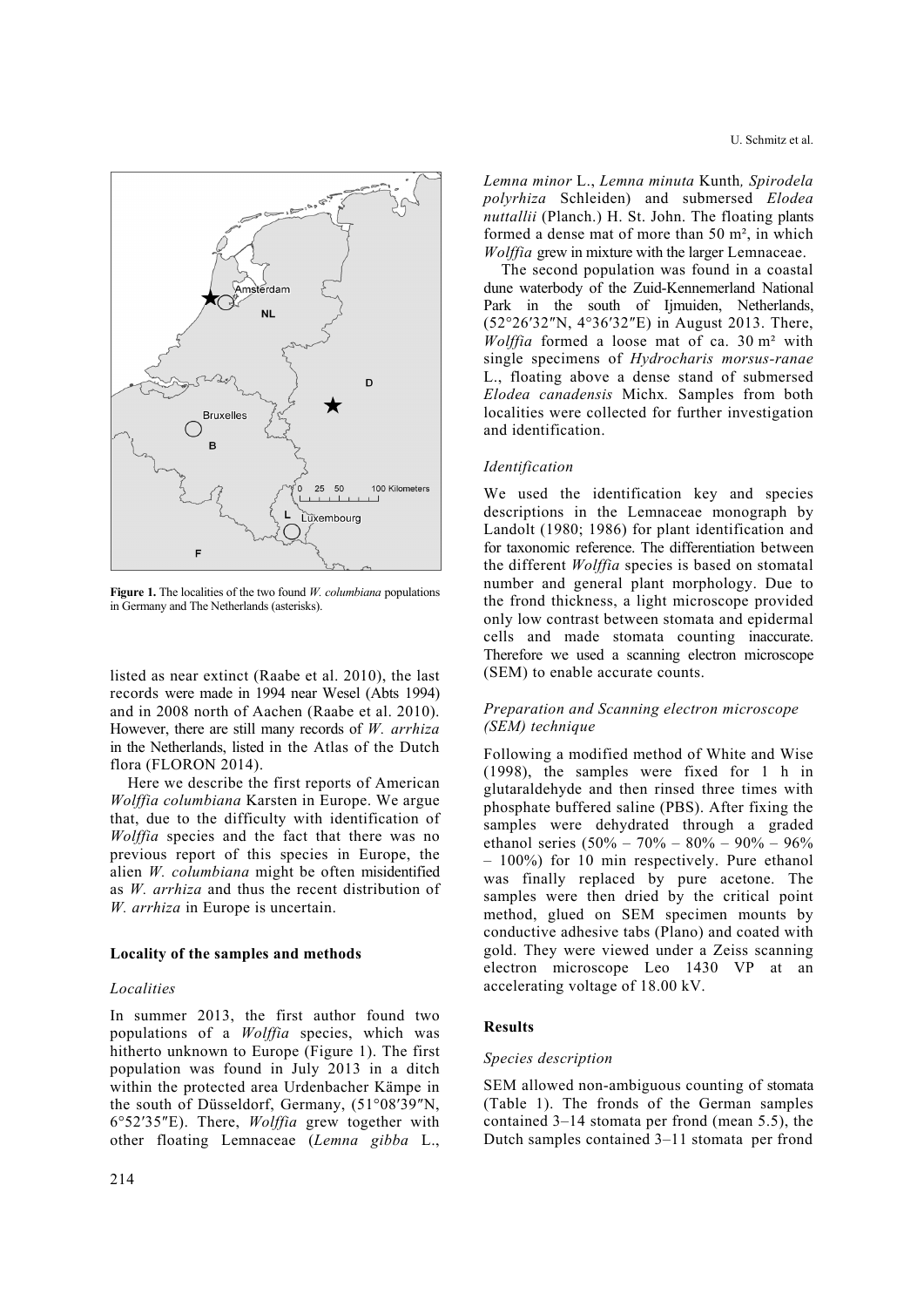**Figure 1.** The localities of the two found *W. columbiana* populations in Germany and The Netherlands (asterisks).

listed as near extinct (Raabe et al. 2010), the last records were made in 1994 near Wesel (Abts 1994) and in 2008 north of Aachen (Raabe et al. 2010). However, there are still many records of *W. arrhiza* in the Netherlands, listed in the Atlas of the Dutch flora (FLORON 2014).

Here we describe the first reports of American *Wolffia columbiana* Karsten in Europe. We argue that, due to the difficulty with identification of *Wolffia* species and the fact that there was no previous report of this species in Europe, the alien *W. columbiana* might be often misidentified as *W. arrhiza* and thus the recent distribution of *W. arrhiza* in Europe is uncertain.

## Locality of the samples and methods

### *Localities*

In summer 2013, the first author found two populations of a *Wolffia* species, which was hitherto unknown to Europe (Figure 1). The first population was found in July 2013 in a ditch within the protected area Urdenbacher Kämpe in the south of Düsseldorf, Germany, (51°08′39″N, 6°52′35″E). There, *Wolffia* grew together with other floating Lemnaceae (*Lemna gibba* L., *Lemna minor* L., *Lemna minuta* Kunth, *Spirodela polyrhiza* Schleiden) and submersed *Elodea nuttallii* (Planch.) H. St. John. The floating plants formed a dense mat of more than 50 m², in which *Wolffia* grew in mixture with the larger Lemnaceae.

The second population was found in a coastal dune waterbody of the Zuid-Kennemerland National Park in the south of Ijmuiden, Netherlands, (52°26′32″N, 4°36′32″E) in August 2013. There, *Wolffia* formed a loose mat of ca. 30 m² with single specimens of *Hydrocharis morsus-ranae* L., floating above a dense stand of submersed *Elodea canadensis* Michx. Samples from both localities were collected for further investigation and identification.

### *Identification*

We used the identification key and species descriptions in the Lemnaceae monograph by Landolt (1980; 1986) for plant identification and for taxonomic reference. The differentiation between the different *Wolffia* species is based on stomatal number and general plant morphology. Due to the frond thickness, a light microscope provided only low contrast between stomata and epidermal cells and made stomata counting inaccurate. Therefore we used a scanning electron microscope (SEM) to enable accurate counts.

### *Preparation and Scanning electron microscope (SEM) technique*

Following a modified method of White and Wise (1998), the samples were fixed for 1 h in glutaraldehyde and then rinsed three times with phosphate buffered saline (PBS). After fixing the samples were dehydrated through a graded ethanol series (50% – 70% – 80% – 90% – 96% – 100%) for 10 min respectively. Pure ethanol was finally replaced by pure acetone. The samples were then dried by the critical point method, glued on SEM specimen mounts by conductive adhesive tabs (Plano) and coated with gold. They were viewed under a Zeiss scanning electron microscope Leo 1430 VP at an accelerating voltage of 18.00 kV.

## Results

### *Species description*

SEM allowed non-ambiguous counting of stomata (Table 1). The fronds of the German samples contained 3–14 stomata per frond (mean 5.5), the Dutch samples contained 3–11 stomata per frond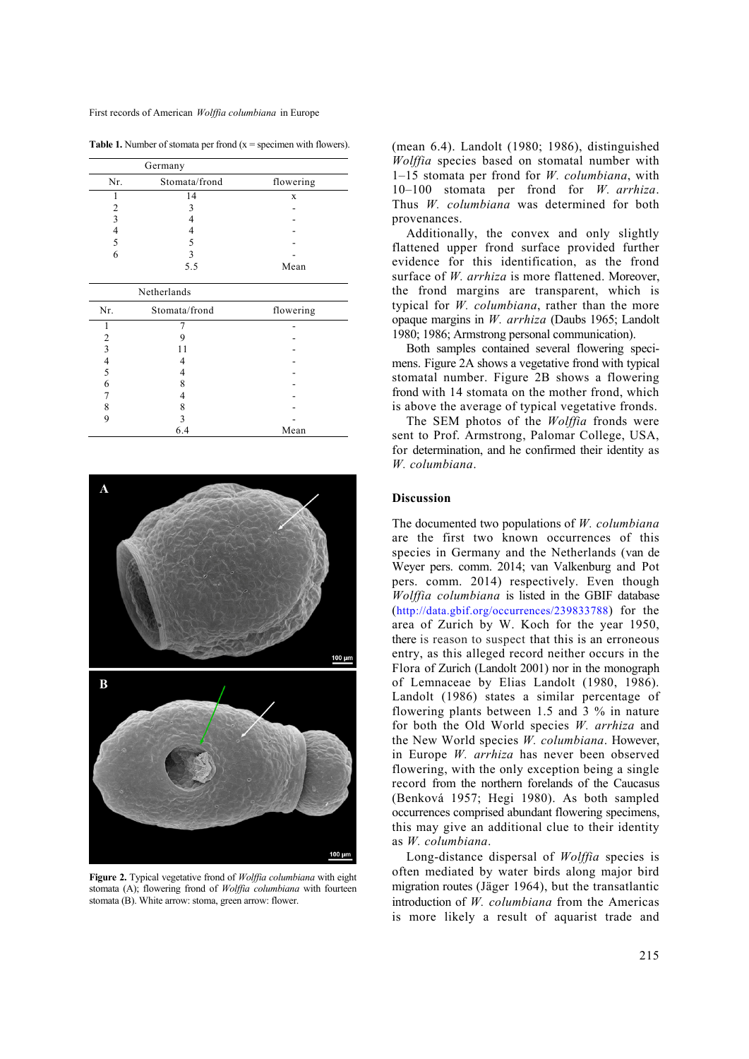**Table 1.** Number of stomata per frond (x = specimen with flowers).

| Germany | | |
|---|---|---|
| Nr. | Stomata/frond | flowering |
| 1 | 14 | x |
| 2 | 3 | - |
| 3 | 4 | - |
| 4 | 4 | - |
| 5 | 5 | - |
| 6 | 3 | - |
| | 5.5 | Mean |

| Netherlands | | |
|---|---|---|
| Nr. | Stomata/frond | flowering |
| 1 | 7 | - |
| 2 | 9 | - |
| 3 | 11 | - |
| 4 | 4 | - |
| 5 | 4 | - |
| 6 | 8 | - |
| 7 | 4 | - |
| 8 | 8 | - |
| 9 | 3 | - |
| | 6.4 | Mean |

**Figure 2.** Typical vegetative frond of *Wolffia columbiana* with eight stomata (A); flowering frond of *Wolffia columbiana* with fourteen stomata (B). White arrow: stoma, green arrow: flower.

(mean 6.4). Landolt (1980; 1986), distinguished *Wolffia* species based on stomatal number with 1–15 stomata per frond for *W. columbiana*, with 10–100 stomata per frond for *W. arrhiza*. Thus *W. columbiana* was determined for both provenances.

Additionally, the convex and only slightly flattened upper frond surface provided further evidence for this identification, as the frond surface of *W. arrhiza* is more flattened. Moreover, the frond margins are transparent, which is typical for *W. columbiana*, rather than the more opaque margins in *W. arrhiza* (Daubs 1965; Landolt 1980; 1986; Armstrong personal communication).

Both samples contained several flowering specimens. Figure 2A shows a vegetative frond with typical stomatal number. Figure 2B shows a flowering frond with 14 stomata on the mother frond, which is above the average of typical vegetative fronds.

The SEM photos of the *Wolffia* fronds were sent to Prof. Armstrong, Palomar College, USA, for determination, and he confirmed their identity as *W. columbiana*.

## Discussion

The documented two populations of *W. columbiana* are the first two known occurrences of this species in Germany and the Netherlands (van de Weyer pers. comm. 2014; van Valkenburg and Pot pers. comm. 2014) respectively. Even though *Wolffia columbiana* is listed in the GBIF database (http://data.gbif.org/occurrences/239833788) for the area of Zurich by W. Koch for the year 1950, there is reason to suspect that this is an erroneous entry, as this alleged record neither occurs in the Flora of Zurich (Landolt 2001) nor in the monograph of Lemnaceae by Elias Landolt (1980, 1986). Landolt (1986) states a similar percentage of flowering plants between 1.5 and 3 % in nature for both the Old World species *W. arrhiza* and the New World species *W. columbiana*. However, in Europe *W. arrhiza* has never been observed flowering, with the only exception being a single record from the northern forelands of the Caucasus (Benková 1957; Hegi 1980). As both sampled occurrences comprised abundant flowering specimens, this may give an additional clue to their identity as *W. columbiana*.

Long-distance dispersal of *Wolffia* species is often mediated by water birds along major bird migration routes (Jäger 1964), but the transatlantic introduction of *W. columbiana* from the Americas is more likely a result of aquarist trade and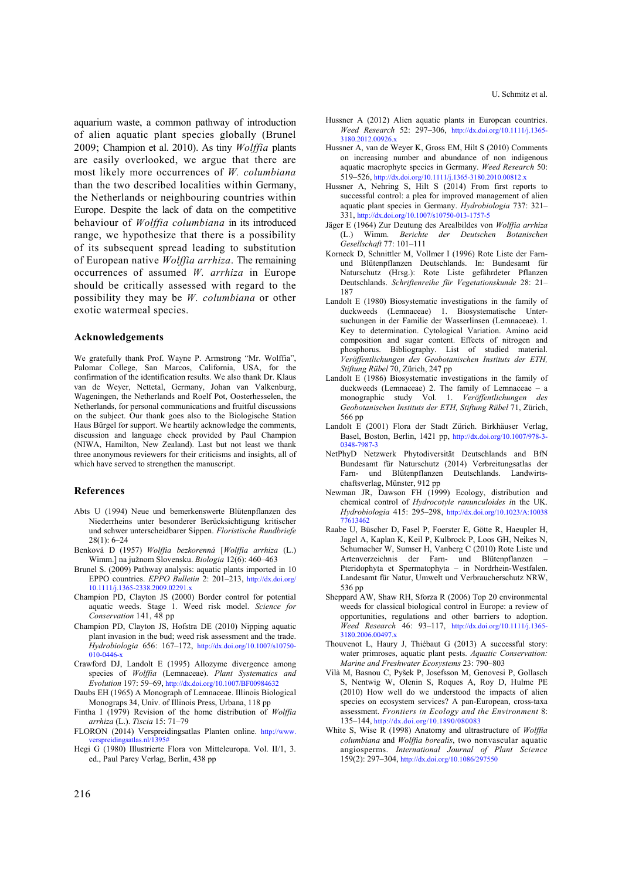aquarium waste, a common pathway of introduction of alien aquatic plant species globally (Brunel 2009; Champion et al. 2010). As tiny *Wolffia* plants are easily overlooked, we argue that there are most likely more occurrences of *W. columbiana* than the two described localities within Germany, the Netherlands or neighbouring countries within Europe. Despite the lack of data on the competitive behaviour of *Wolffia columbiana* in its introduced range, we hypothesize that there is a possibility of its subsequent spread leading to substitution of European native *Wolffia arrhiza*. The remaining occurrences of assumed *W. arrhiza* in Europe should be critically assessed with regard to the possibility they may be *W. columbiana* or other exotic watermeal species.

## Acknowledgements

We gratefully thank Prof. Wayne P. Armstrong "Mr. Wolffia", Palomar College, San Marcos, California, USA, for the confirmation of the identification results. We also thank Dr. Klaus van de Weyer, Nettetal, Germany, Johan van Valkenburg, Wageningen, the Netherlands and Roelf Pot, Oosterhesselen, the Netherlands, for personal communications and fruitful discussions on the subject. Our thank goes also to the Biologische Station Haus Bürgel for support. We heartily acknowledge the comments, discussion and language check provided by Paul Champion (NIWA, Hamilton, New Zealand). Last but not least we thank three anonymous reviewers for their criticisms and insights, all of which have served to strengthen the manuscript.

## References

Abts U (1994) Neue und bemerkenswerte Blütenpflanzen des Niederrheins unter besonderer Berücksichtigung kritischer und schwer unterscheidbarer Sippen. *Floristische Rundbriefe* 28(1): 6–24

Benková D (1957) *Wolffia bezkorenná* [*Wolffia arrhiza* (L.) Wimm.] na južnom Slovensku. *Biologia* 12(6): 460–463

Brunel S. (2009) Pathway analysis: aquatic plants imported in 10 EPPO countries. *EPPO Bulletin* 2: 201–213, http://dx.doi.org/10.1111/j.1365-2338.2009.02291.x

Champion PD, Clayton JS (2000) Border control for potential aquatic weeds. Stage 1. Weed risk model. *Science for Conservation* 141, 48 pp

Champion PD, Clayton JS, Hofstra DE (2010) Nipping aquatic plant invasion in the bud; weed risk assessment and the trade. *Hydrobiologia* 656: 167–172, http://dx.doi.org/10.1007/s10750-010-0446-x

Crawford DJ, Landolt E (1995) Allozyme divergence among species of *Wolffia* (Lemnaceae). *Plant Systematics and Evolution* 197: 59–69, http://dx.doi.org/10.1007/BF00984632

Daubs EH (1965) A Monograph of Lemnaceae. Illinois Biological Monograps 34, Univ. of Illinois Press, Urbana, 118 pp

Fintha I (1979) Revision of the home distribution of *Wolffia arrhiza* (L.). *Tiscia* 15: 71–79

FLORON (2014) Verspreidingsatlas Planten online. http://www.verspreidingsatlas.nl/1395#

Hegi G (1980) Illustrierte Flora von Mitteleuropa. Vol. II/1, 3. ed., Paul Parey Verlag, Berlin, 438 pp

Hussner A (2012) Alien aquatic plants in European countries. *Weed Research* 52: 297–306, http://dx.doi.org/10.1111/j.1365-3180.2012.00926.x

Hussner A, van de Weyer K, Gross EM, Hilt S (2010) Comments on increasing number and abundance of non indigenous aquatic macrophyte species in Germany. *Weed Research* 50: 519–526, http://dx.doi.org/10.1111/j.1365-3180.2010.00812.x

Hussner A, Nehring S, Hilt S (2014) From first reports to successful control: a plea for improved management of alien aquatic plant species in Germany. *Hydrobiologia* 737: 321–331, http://dx.doi.org/10.1007/s10750-013-1757-5

Jäger E (1964) Zur Deutung des Arealbildes von *Wolffia arrhiza* (L.) Wimm. *Berichte der Deutschen Botanischen Gesellschaft* 77: 101–111

Korneck D, Schnittler M, Vollmer I (1996) Rote Liste der Farn- und Blütenpflanzen Deutschlands. In: Bundesamt für Naturschutz (Hrsg.): Rote Liste gefährdeter Pflanzen Deutschlands. *Schriftenreihe für Vegetationskunde* 28: 21–187

Landolt E (1980) Biosystematic investigations in the family of duckweeds (Lemnaceae) 1. Biosystematische Untersuchungen in der Familie der Wasserlinsen (Lemnaceae). 1. Key to determination. Cytological Variation. Amino acid composition and sugar content. Effects of nitrogen and phosphorus. Bibliography. List of studied material. *Veröffentlichungen des Geobotanischen Instituts der ETH, Stiftung Rübel* 70, Zürich, 247 pp

Landolt E (1986) Biosystematic investigations in the family of duckweeds (Lemnaceae) 2. The family of Lemnaceae – a monographic study Vol. 1. *Veröffentlichungen des Geobotanischen Instituts der ETH, Stiftung Rübel* 71, Zürich, 566 pp

Landolt E (2001) Flora der Stadt Zürich. Birkhäuser Verlag, Basel, Boston, Berlin, 1421 pp, http://dx.doi.org/10.1007/978-3-0348-7987-3

NetPhyD Netzwerk Phytodiversität Deutschlands and BfN Bundesamt für Naturschutz (2014) Verbreitungsatlas der Farn- und Blütenpflanzen Deutschlands. Landwirtschaftsverlag, Münster, 912 pp

Newman JR, Dawson FH (1999) Ecology, distribution and chemical control of *Hydrocotyle ranunculoides* in the UK. *Hydrobiologia* 415: 295–298, http://dx.doi.org/10.1023/A:1003877613462

Raabe U, Büscher D, Fasel P, Foerster E, Götte R, Haeupler H, Jagel A, Kaplan K, Keil P, Kulbrock P, Loos GH, Neikes N, Schumacher W, Sumser H, Vanberg C (2010) Rote Liste und Artenverzeichnis der Farn- und Blütenpflanzen – Pteridophyta et Spermatophyta – in Nordrhein-Westfalen. Landesamt für Natur, Umwelt und Verbraucherschutz NRW, 536 pp

Sheppard AW, Shaw RH, Sforza R (2006) Top 20 environmental weeds for classical biological control in Europe: a review of opportunities, regulations and other barriers to adoption. *Weed Research* 46: 93–117, http://dx.doi.org/10.1111/j.1365-3180.2006.00497.x

Thouvenot L, Haury J, Thiébaut G (2013) A successful story: water primroses, aquatic plant pests. *Aquatic Conservation: Marine and Freshwater Ecosystems* 23: 790–803

Vilà M, Basnou C, Pyšek P, Josefsson M, Genovesi P, Gollasch S, Nentwig W, Olenin S, Roques A, Roy D, Hulme PE (2010) How well do we understand the impacts of alien species on ecosystem services? A pan-European, cross-taxa assessment. *Frontiers in Ecology and the Environment* 8: 135–144, http://dx.doi.org/10.1890/080083

White S, Wise R (1998) Anatomy and ultrastructure of *Wolffia columbiana* and *Wolffia borealis*, two nonvascular aquatic angiosperms. *International Journal of Plant Science* 159(2): 297–304, http://dx.doi.org/10.1086/297550